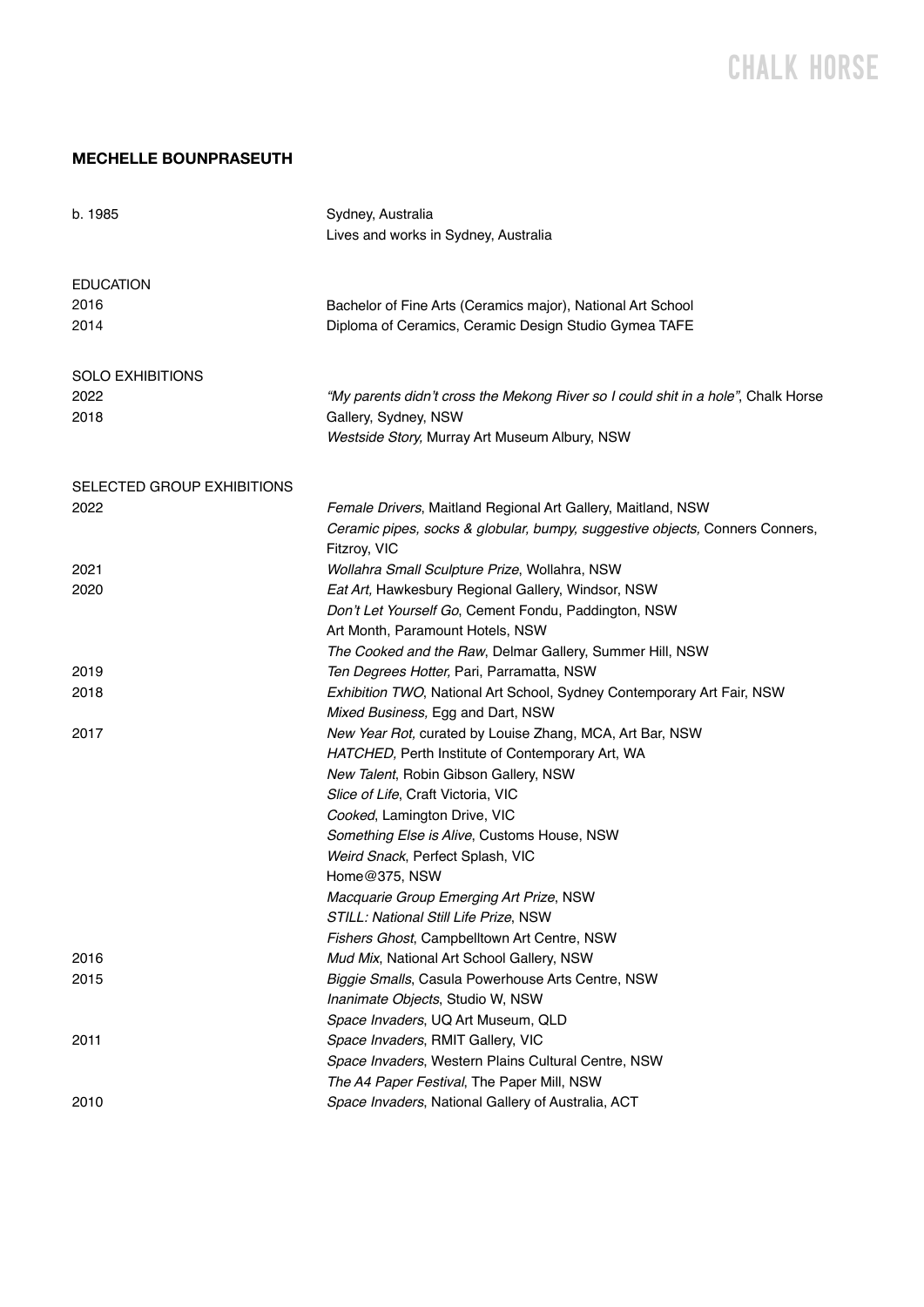CHALK HORSE

**MECHELLE BOUNPRASEUTH**

| | |
|---|---|
| b. 1985 | Sydney, Australia<br>Lives and works in Sydney, Australia |

EDUCATION

| | |
|---|---|
| 2016 | Bachelor of Fine Arts (Ceramics major), National Art School |
| 2014 | Diploma of Ceramics, Ceramic Design Studio Gymea TAFE |

SOLO EXHIBITIONS

| | |
|---|---|
| 2022 | *"My parents didn't cross the Mekong River so I could shit in a hole"*, Chalk Horse Gallery, Sydney, NSW |
| 2018 | *Westside Story,* Murray Art Museum Albury, NSW |

SELECTED GROUP EXHIBITIONS

| | |
|---|---|
| 2022 | *Female Drivers*, Maitland Regional Art Gallery, Maitland, NSW |
| | *Ceramic pipes, socks & globular, bumpy, suggestive objects,* Conners Conners, Fitzroy, VIC |
| 2021 | *Wollahra Small Sculpture Prize*, Wollahra, NSW |
| 2020 | *Eat Art,* Hawkesbury Regional Gallery, Windsor, NSW |
| | *Don't Let Yourself Go*, Cement Fondu, Paddington, NSW |
| | Art Month, Paramount Hotels, NSW |
| | *The Cooked and the Raw*, Delmar Gallery, Summer Hill, NSW |
| 2019 | *Ten Degrees Hotter,* Pari, Parramatta, NSW |
| 2018 | *Exhibition TWO*, National Art School, Sydney Contemporary Art Fair, NSW |
| | *Mixed Business,* Egg and Dart, NSW |
| 2017 | *New Year Rot,* curated by Louise Zhang, MCA, Art Bar, NSW |
| | *HATCHED,* Perth Institute of Contemporary Art, WA |
| | *New Talent*, Robin Gibson Gallery, NSW |
| | *Slice of Life*, Craft Victoria, VIC |
| | *Cooked*, Lamington Drive, VIC |
| | *Something Else is Alive*, Customs House, NSW |
| | *Weird Snack*, Perfect Splash, VIC |
| | Home@375, NSW |
| | *Macquarie Group Emerging Art Prize*, NSW |
| | *STILL: National Still Life Prize*, NSW |
| | *Fishers Ghost*, Campbelltown Art Centre, NSW |
| 2016 | *Mud Mix*, National Art School Gallery, NSW |
| 2015 | *Biggie Smalls*, Casula Powerhouse Arts Centre, NSW |
| | *Inanimate Objects*, Studio W, NSW |
| | *Space Invaders*, UQ Art Museum, QLD |
| 2011 | *Space Invaders*, RMIT Gallery, VIC |
| | *Space Invaders*, Western Plains Cultural Centre, NSW |
| | *The A4 Paper Festival*, The Paper Mill, NSW |
| 2010 | *Space Invaders*, National Gallery of Australia, ACT |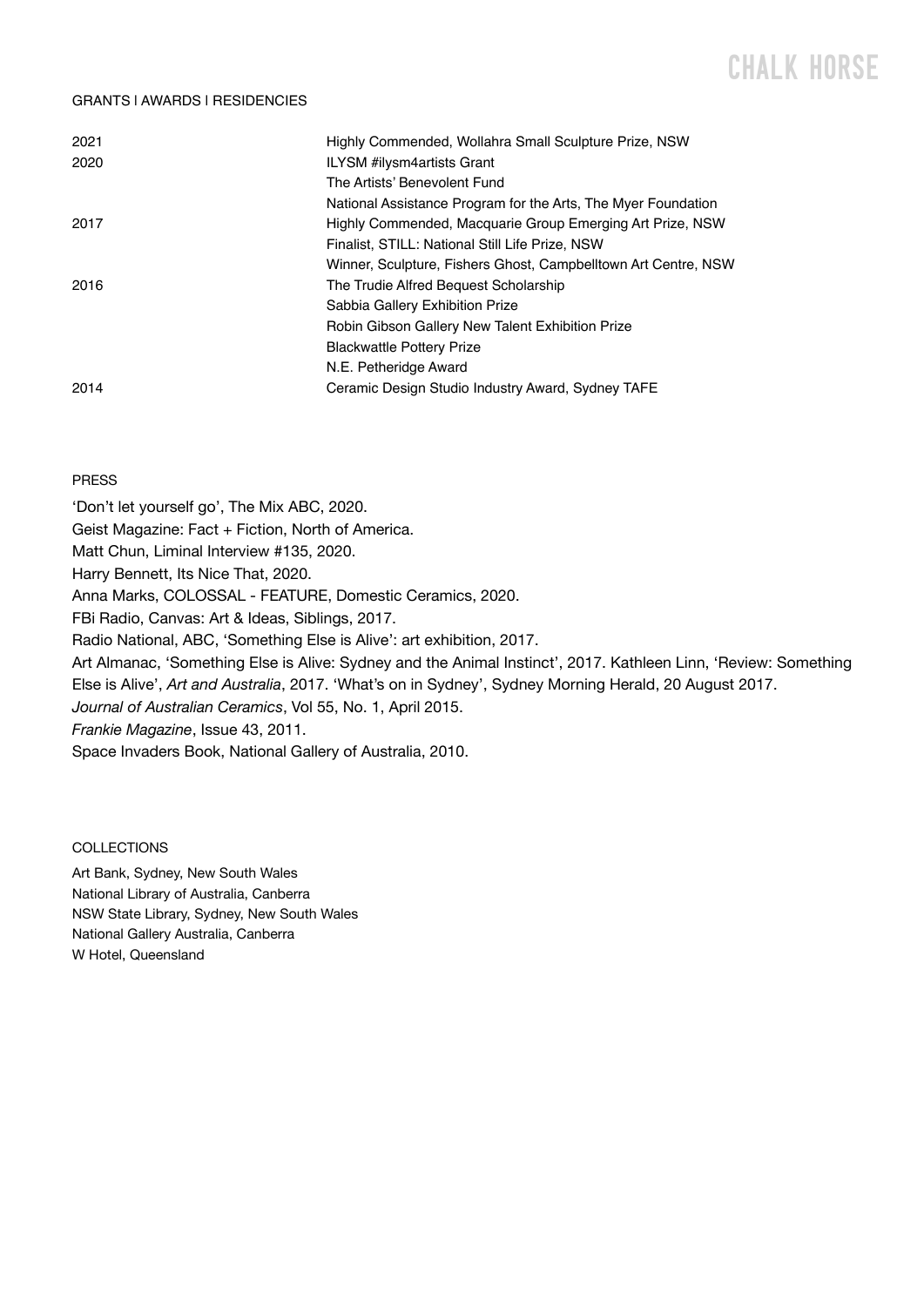## GRANTS | AWARDS | RESIDENCIES

| | |
|---|---|
| 2021 | Highly Commended, Wollahra Small Sculpture Prize, NSW |
| 2020 | ILYSM #ilysm4artists Grant |
| | The Artists' Benevolent Fund |
| | National Assistance Program for the Arts, The Myer Foundation |
| 2017 | Highly Commended, Macquarie Group Emerging Art Prize, NSW |
| | Finalist, STILL: National Still Life Prize, NSW |
| | Winner, Sculpture, Fishers Ghost, Campbelltown Art Centre, NSW |
| 2016 | The Trudie Alfred Bequest Scholarship |
| | Sabbia Gallery Exhibition Prize |
| | Robin Gibson Gallery New Talent Exhibition Prize |
| | Blackwattle Pottery Prize |
| | N.E. Petheridge Award |
| 2014 | Ceramic Design Studio Industry Award, Sydney TAFE |

## PRESS

'Don't let yourself go', The Mix ABC, 2020.
Geist Magazine: Fact + Fiction, North of America.
Matt Chun, Liminal Interview #135, 2020.
Harry Bennett, Its Nice That, 2020.
Anna Marks, COLOSSAL - FEATURE, Domestic Ceramics, 2020.
FBi Radio, Canvas: Art & Ideas, Siblings, 2017.
Radio National, ABC, 'Something Else is Alive': art exhibition, 2017.
Art Almanac, 'Something Else is Alive: Sydney and the Animal Instinct', 2017. Kathleen Linn, 'Review: Something Else is Alive', *Art and Australia*, 2017. 'What's on in Sydney', Sydney Morning Herald, 20 August 2017.
*Journal of Australian Ceramics*, Vol 55, No. 1, April 2015.
*Frankie Magazine*, Issue 43, 2011.
Space Invaders Book, National Gallery of Australia, 2010.

## COLLECTIONS

Art Bank, Sydney, New South Wales
National Library of Australia, Canberra
NSW State Library, Sydney, New South Wales
National Gallery Australia, Canberra
W Hotel, Queensland